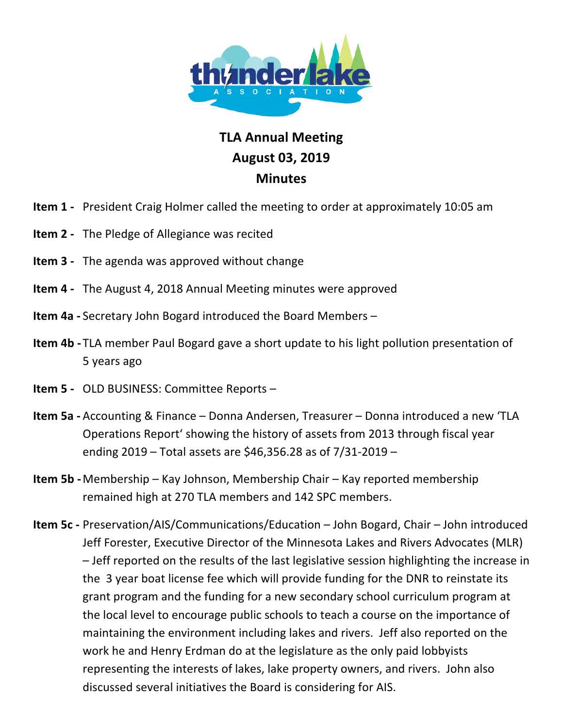# TLA Annual Meeting
## August 03, 2019
## Minutes

**Item 1 -** President Craig Holmer called the meeting to order at approximately 10:05 am

**Item 2 -** The Pledge of Allegiance was recited

**Item 3 -** The agenda was approved without change

**Item 4 -** The August 4, 2018 Annual Meeting minutes were approved

**Item 4a -** Secretary John Bogard introduced the Board Members –

**Item 4b -** TLA member Paul Bogard gave a short update to his light pollution presentation of 5 years ago

**Item 5 -** OLD BUSINESS: Committee Reports –

**Item 5a -** Accounting & Finance – Donna Andersen, Treasurer – Donna introduced a new 'TLA Operations Report' showing the history of assets from 2013 through fiscal year ending 2019 – Total assets are $46,356.28 as of 7/31-2019 –

**Item 5b -** Membership – Kay Johnson, Membership Chair – Kay reported membership remained high at 270 TLA members and 142 SPC members.

**Item 5c -** Preservation/AIS/Communications/Education – John Bogard, Chair – John introduced Jeff Forester, Executive Director of the Minnesota Lakes and Rivers Advocates (MLR) – Jeff reported on the results of the last legislative session highlighting the increase in the 3 year boat license fee which will provide funding for the DNR to reinstate its grant program and the funding for a new secondary school curriculum program at the local level to encourage public schools to teach a course on the importance of maintaining the environment including lakes and rivers. Jeff also reported on the work he and Henry Erdman do at the legislature as the only paid lobbyists representing the interests of lakes, lake property owners, and rivers. John also discussed several initiatives the Board is considering for AIS.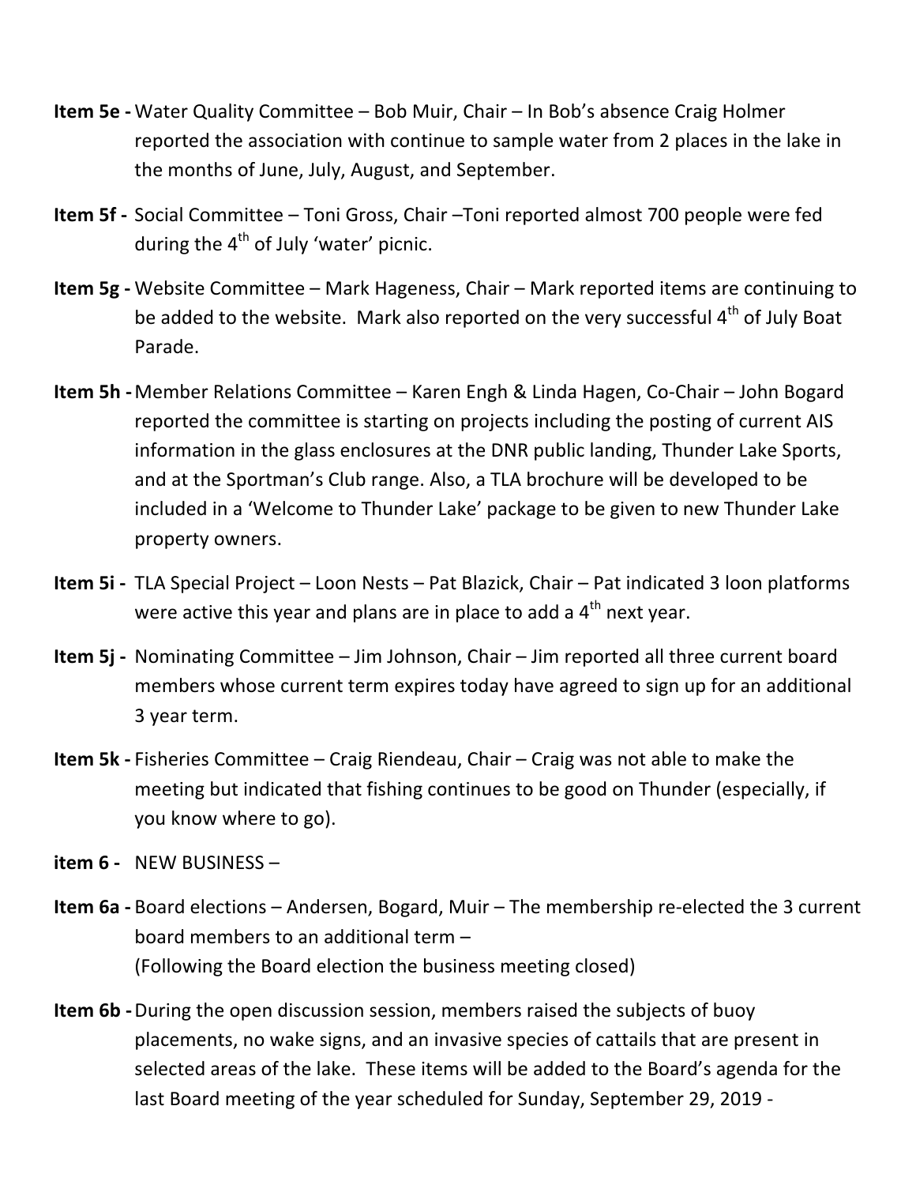**Item 5e -** Water Quality Committee – Bob Muir, Chair – In Bob's absence Craig Holmer reported the association with continue to sample water from 2 places in the lake in the months of June, July, August, and September.

**Item 5f -** Social Committee – Toni Gross, Chair –Toni reported almost 700 people were fed during the 4th of July 'water' picnic.

**Item 5g -** Website Committee – Mark Hageness, Chair – Mark reported items are continuing to be added to the website. Mark also reported on the very successful 4th of July Boat Parade.

**Item 5h -** Member Relations Committee – Karen Engh & Linda Hagen, Co-Chair – John Bogard reported the committee is starting on projects including the posting of current AIS information in the glass enclosures at the DNR public landing, Thunder Lake Sports, and at the Sportman's Club range. Also, a TLA brochure will be developed to be included in a 'Welcome to Thunder Lake' package to be given to new Thunder Lake property owners.

**Item 5i -** TLA Special Project – Loon Nests – Pat Blazick, Chair – Pat indicated 3 loon platforms were active this year and plans are in place to add a 4th next year.

**Item 5j -** Nominating Committee – Jim Johnson, Chair – Jim reported all three current board members whose current term expires today have agreed to sign up for an additional 3 year term.

**Item 5k -** Fisheries Committee – Craig Riendeau, Chair – Craig was not able to make the meeting but indicated that fishing continues to be good on Thunder (especially, if you know where to go).

**item 6 -** NEW BUSINESS –

**Item 6a -** Board elections – Andersen, Bogard, Muir – The membership re-elected the 3 current board members to an additional term –
(Following the Board election the business meeting closed)

**Item 6b -** During the open discussion session, members raised the subjects of buoy placements, no wake signs, and an invasive species of cattails that are present in selected areas of the lake. These items will be added to the Board's agenda for the last Board meeting of the year scheduled for Sunday, September 29, 2019 -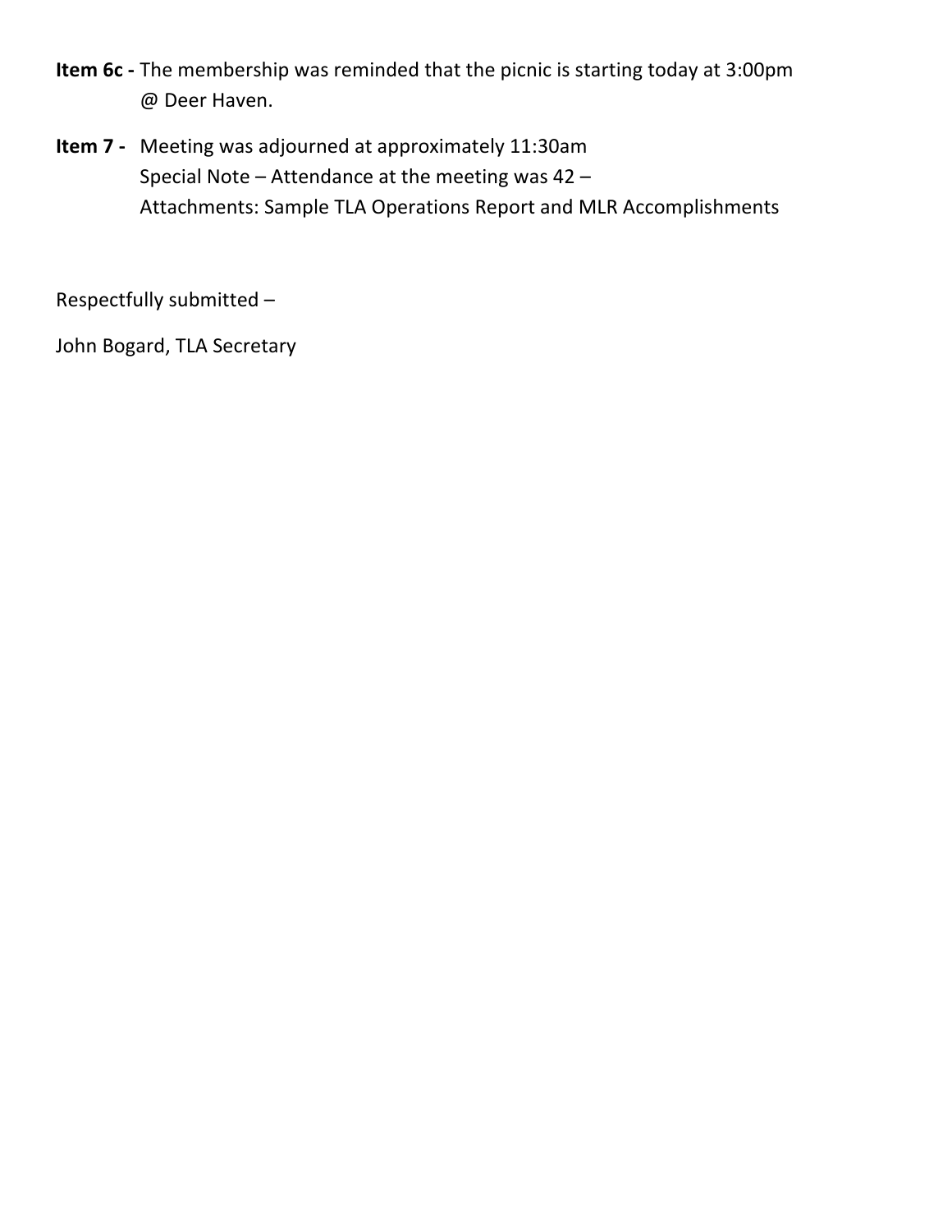**Item 6c -** The membership was reminded that the picnic is starting today at 3:00pm @ Deer Haven.

**Item 7 -** Meeting was adjourned at approximately 11:30am
Special Note – Attendance at the meeting was 42 –
Attachments: Sample TLA Operations Report and MLR Accomplishments

Respectfully submitted –

John Bogard, TLA Secretary